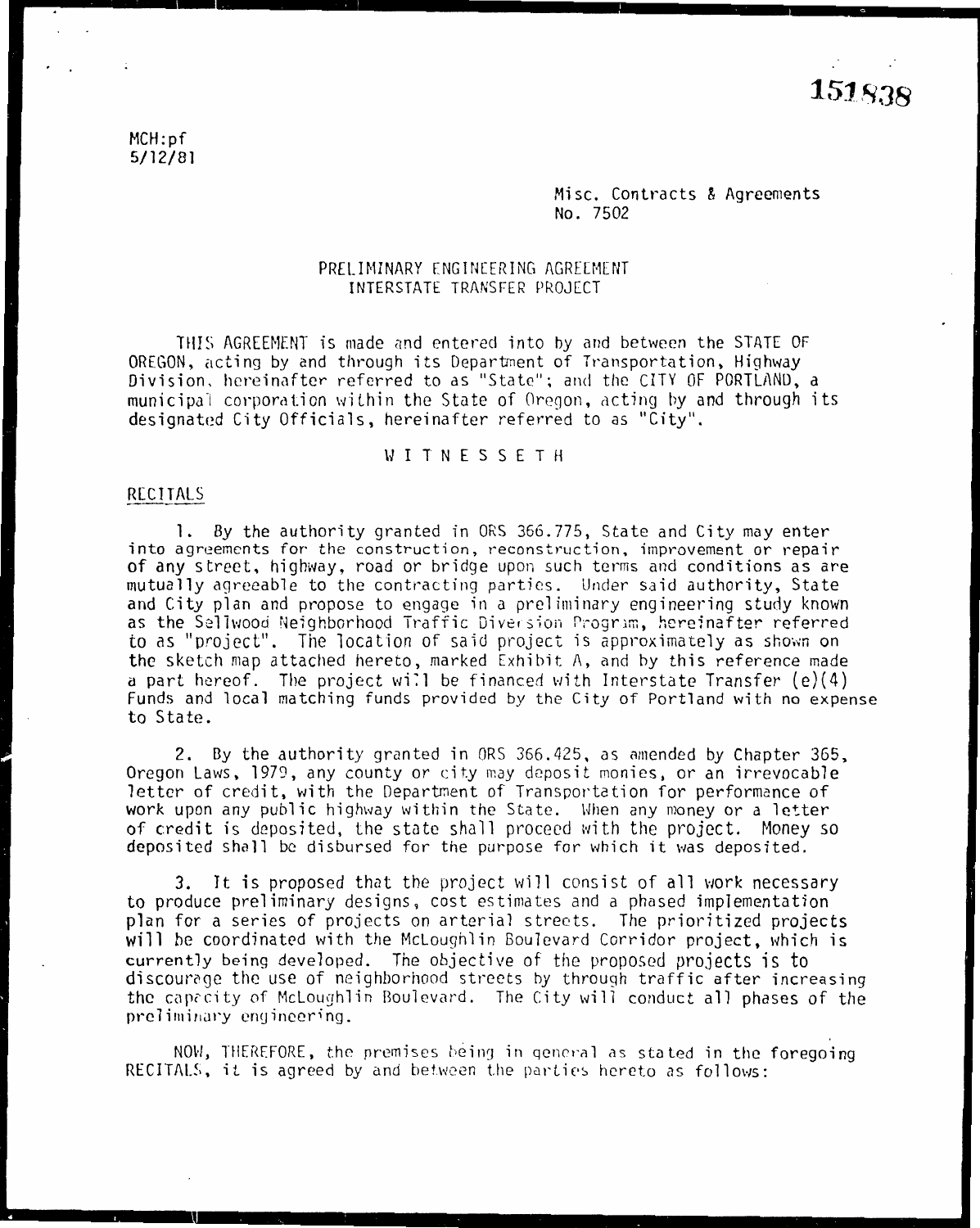151838

MCH:pf
5/12/81

Misc. Contracts & Agreements
No. 7502

# PRELIMINARY ENGINEERING AGREEMENT
## INTERSTATE TRANSFER PROJECT

THIS AGREEMENT is made and entered into by and between the STATE OF OREGON, acting by and through its Department of Transportation, Highway Division, hereinafter referred to as "State"; and the CITY OF PORTLAND, a municipal corporation within the State of Oregon, acting by and through its designated City Officials, hereinafter referred to as "City".

W I T N E S S E T H

RECITALS

1. By the authority granted in ORS 366.775, State and City may enter into agreements for the construction, reconstruction, improvement or repair of any street, highway, road or bridge upon such terms and conditions as are mutually agreeable to the contracting parties. Under said authority, State and City plan and propose to engage in a preliminary engineering study known as the Sellwood Neighborhood Traffic Diversion Program, hereinafter referred to as "project". The location of said project is approximately as shown on the sketch map attached hereto, marked Exhibit A, and by this reference made a part hereof. The project will be financed with Interstate Transfer (e)(4) Funds and local matching funds provided by the City of Portland with no expense to State.

2. By the authority granted in ORS 366.425, as amended by Chapter 365, Oregon Laws, 1979, any county or city may deposit monies, or an irrevocable letter of credit, with the Department of Transportation for performance of work upon any public highway within the State. When any money or a letter of credit is deposited, the state shall proceed with the project. Money so deposited shall be disbursed for the purpose for which it was deposited.

3. It is proposed that the project will consist of all work necessary to produce preliminary designs, cost estimates and a phased implementation plan for a series of projects on arterial streets. The prioritized projects will be coordinated with the McLoughlin Boulevard Corridor project, which is currently being developed. The objective of the proposed projects is to discourage the use of neighborhood streets by through traffic after increasing the capacity of McLoughlin Boulevard. The City will conduct all phases of the preliminary engineering.

NOW, THEREFORE, the premises being in general as stated in the foregoing RECITALS, it is agreed by and between the parties hereto as follows: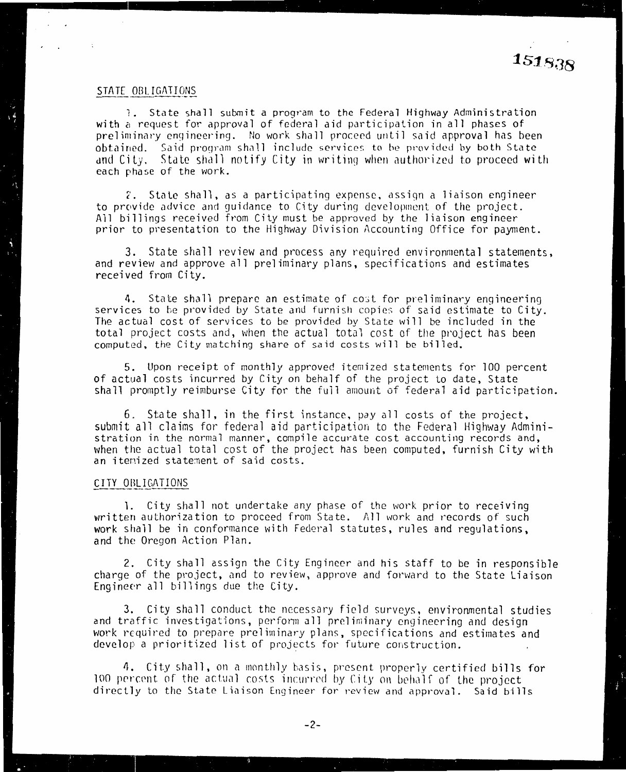151838

STATE OBLIGATIONS

1. State shall submit a program to the Federal Highway Administration with a request for approval of federal aid participation in all phases of preliminary engineering. No work shall proceed until said approval has been obtained. Said program shall include services to be provided by both State and City. State shall notify City in writing when authorized to proceed with each phase of the work.

2. State shall, as a participating expense, assign a liaison engineer to provide advice and guidance to City during development of the project. All billings received from City must be approved by the liaison engineer prior to presentation to the Highway Division Accounting Office for payment.

3. State shall review and process any required environmental statements, and review and approve all preliminary plans, specifications and estimates received from City.

4. State shall prepare an estimate of cost for preliminary engineering services to be provided by State and furnish copies of said estimate to City. The actual cost of services to be provided by State will be included in the total project costs and, when the actual total cost of the project has been computed, the City matching share of said costs will be billed.

5. Upon receipt of monthly approved itemized statements for 100 percent of actual costs incurred by City on behalf of the project to date, State shall promptly reimburse City for the full amount of federal aid participation.

6. State shall, in the first instance, pay all costs of the project, submit all claims for federal aid participation to the Federal Highway Administration in the normal manner, compile accurate cost accounting records and, when the actual total cost of the project has been computed, furnish City with an itemized statement of said costs.

CITY OBLIGATIONS

1. City shall not undertake any phase of the work prior to receiving written authorization to proceed from State. All work and records of such work shall be in conformance with Federal statutes, rules and regulations, and the Oregon Action Plan.

2. City shall assign the City Engineer and his staff to be in responsible charge of the project, and to review, approve and forward to the State Liaison Engineer all billings due the City.

3. City shall conduct the necessary field surveys, environmental studies and traffic investigations, perform all preliminary engineering and design work required to prepare preliminary plans, specifications and estimates and develop a prioritized list of projects for future construction.

4. City shall, on a monthly basis, present properly certified bills for 100 percent of the actual costs incurred by City on behalf of the project directly to the State Liaison Engineer for review and approval. Said bills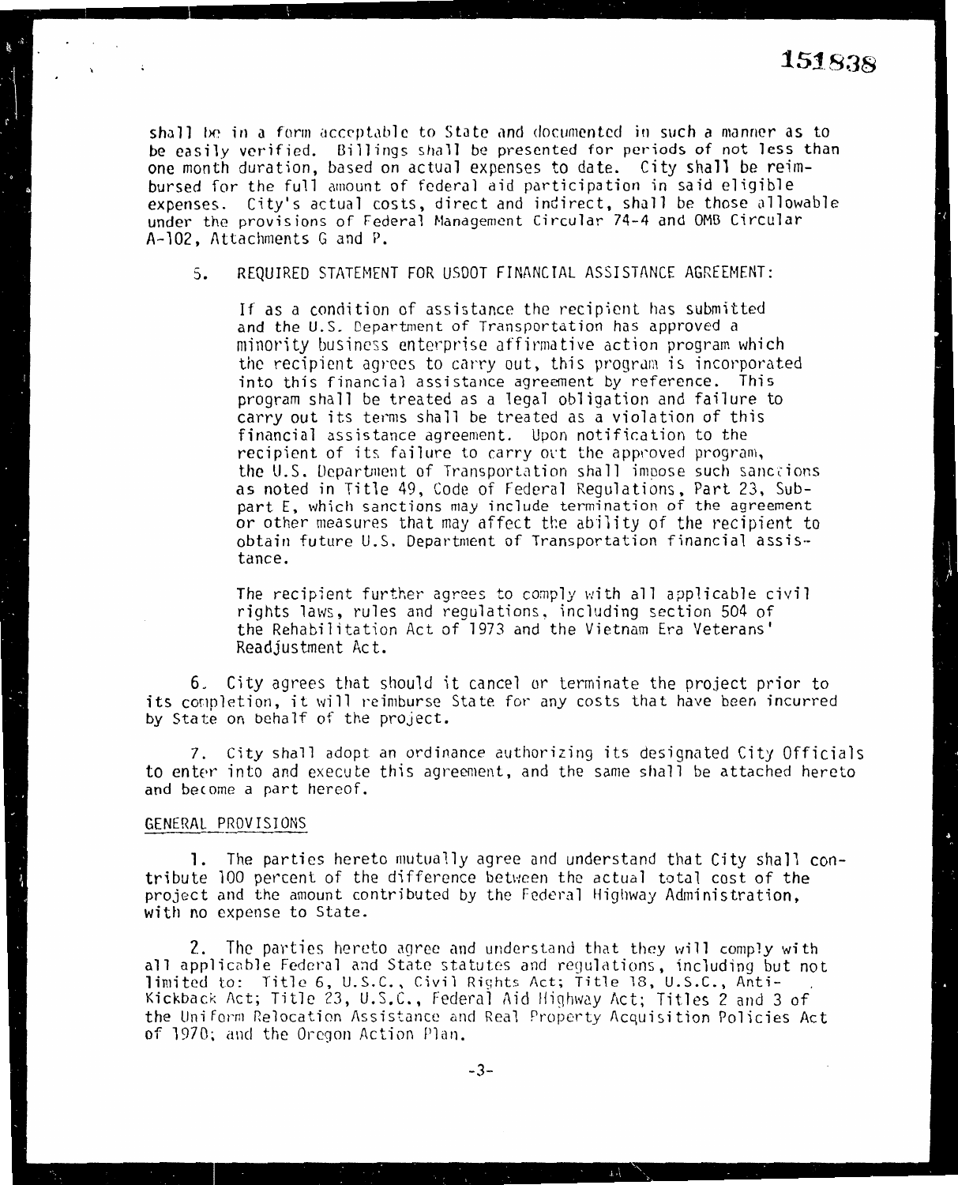shall be in a form acceptable to State and documented in such a manner as to be easily verified. Billings shall be presented for periods of not less than one month duration, based on actual expenses to date. City shall be reimbursed for the full amount of federal aid participation in said eligible expenses. City's actual costs, direct and indirect, shall be those allowable under the provisions of Federal Management Circular 74-4 and OMB Circular A-102, Attachments G and P.

5. REQUIRED STATEMENT FOR USDOT FINANCIAL ASSISTANCE AGREEMENT:

   If as a condition of assistance the recipient has submitted and the U.S. Department of Transportation has approved a minority business enterprise affirmative action program which the recipient agrees to carry out, this program is incorporated into this financial assistance agreement by reference. This program shall be treated as a legal obligation and failure to carry out its terms shall be treated as a violation of this financial assistance agreement. Upon notification to the recipient of its failure to carry out the approved program, the U.S. Department of Transportation shall impose such sanctions as noted in Title 49, Code of Federal Regulations, Part 23, Subpart E, which sanctions may include termination of the agreement or other measures that may affect the ability of the recipient to obtain future U.S. Department of Transportation financial assistance.

   The recipient further agrees to comply with all applicable civil rights laws, rules and regulations, including section 504 of the Rehabilitation Act of 1973 and the Vietnam Era Veterans' Readjustment Act.

6. City agrees that should it cancel or terminate the project prior to its completion, it will reimburse State for any costs that have been incurred by State on behalf of the project.

7. City shall adopt an ordinance authorizing its designated City Officials to enter into and execute this agreement, and the same shall be attached hereto and become a part hereof.

GENERAL PROVISIONS

1. The parties hereto mutually agree and understand that City shall contribute 100 percent of the difference between the actual total cost of the project and the amount contributed by the Federal Highway Administration, with no expense to State.

2. The parties hereto agree and understand that they will comply with all applicable Federal and State statutes and regulations, including but not limited to: Title 6, U.S.C., Civil Rights Act; Title 18, U.S.C., Anti-Kickback Act; Title 23, U.S.C., Federal Aid Highway Act; Titles 2 and 3 of the Uniform Relocation Assistance and Real Property Acquisition Policies Act of 1970; and the Oregon Action Plan.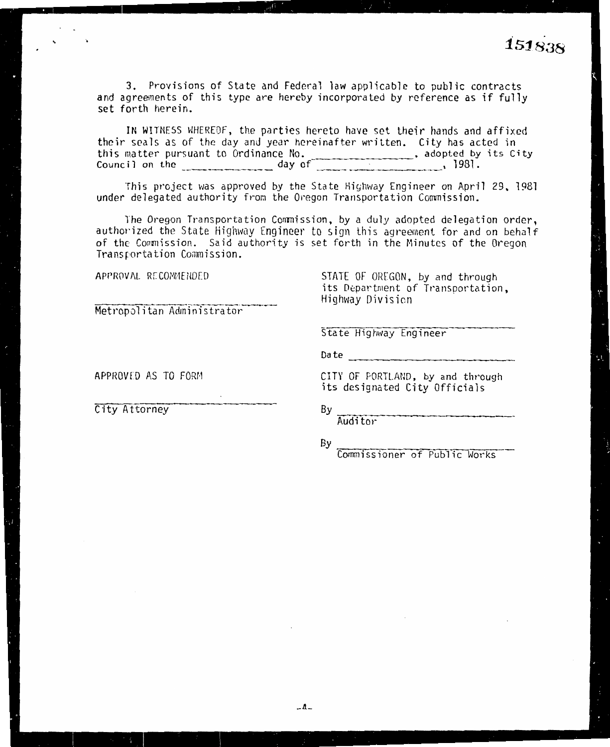151838

3. Provisions of State and Federal law applicable to public contracts and agreements of this type are hereby incorporated by reference as if fully set forth herein.

IN WITNESS WHEREOF, the parties hereto have set their hands and affixed their seals as of the day and year hereinafter written. City has acted in this matter pursuant to Ordinance No. _______________, adopted by its City Council on the _____________ day of ____________________, 1981.

This project was approved by the State Highway Engineer on April 29, 1981 under delegated authority from the Oregon Transportation Commission.

The Oregon Transportation Commission, by a duly adopted delegation order, authorized the State Highway Engineer to sign this agreement for and on behalf of the Commission. Said authority is set forth in the Minutes of the Oregon Transportation Commission.

APPROVAL RECOMMENDED

_______________________________
Metropolitan Administrator

STATE OF OREGON, by and through its Department of Transportation, Highway Division

_______________________________
State Highway Engineer

Date _______________________________

APPROVED AS TO FORM

_______________________________
City Attorney

CITY OF PORTLAND, by and through its designated City Officials

By _______________________________
Auditor

By _______________________________
Commissioner of Public Works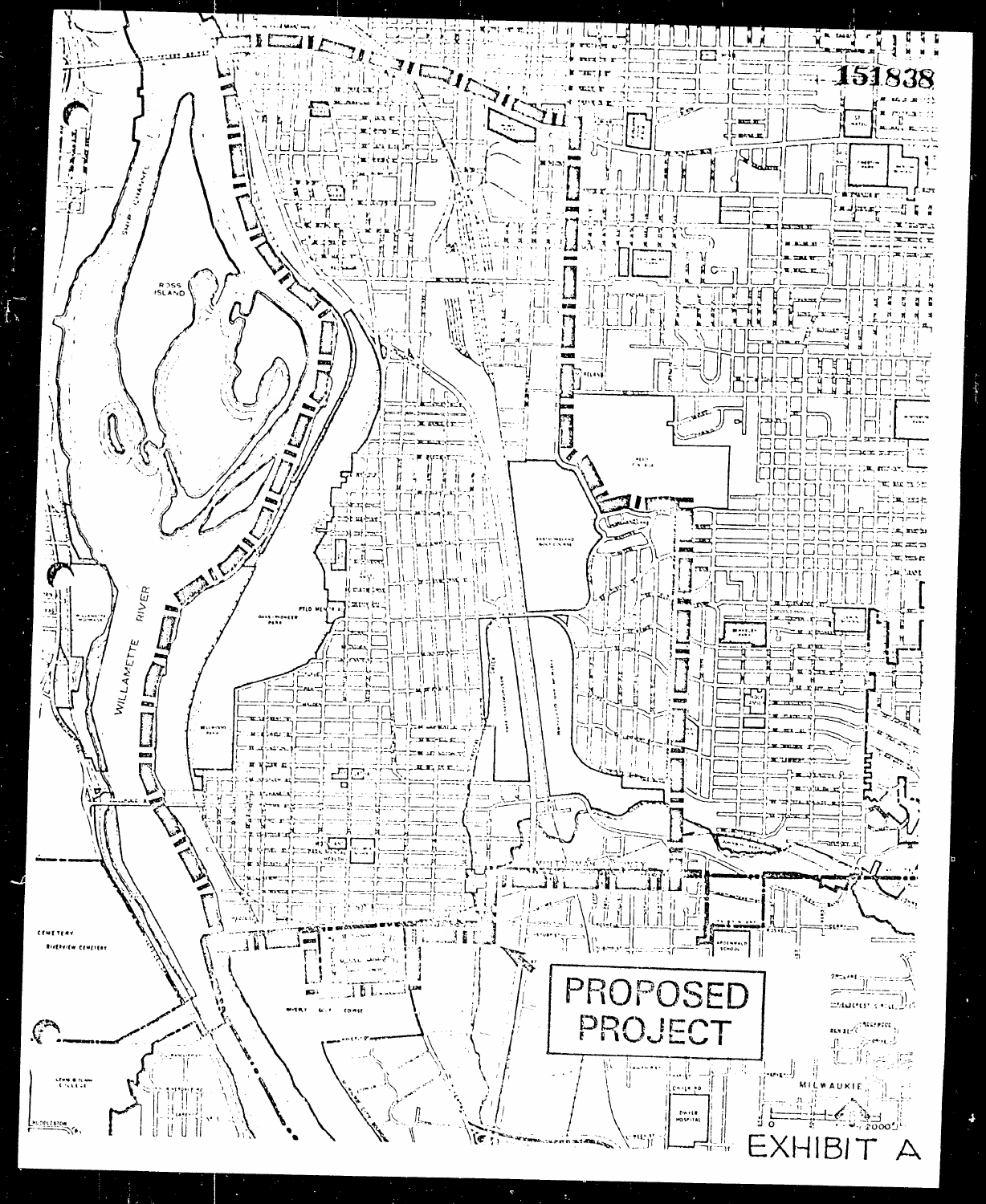151838

PROPOSED PROJECT

EXHIBIT A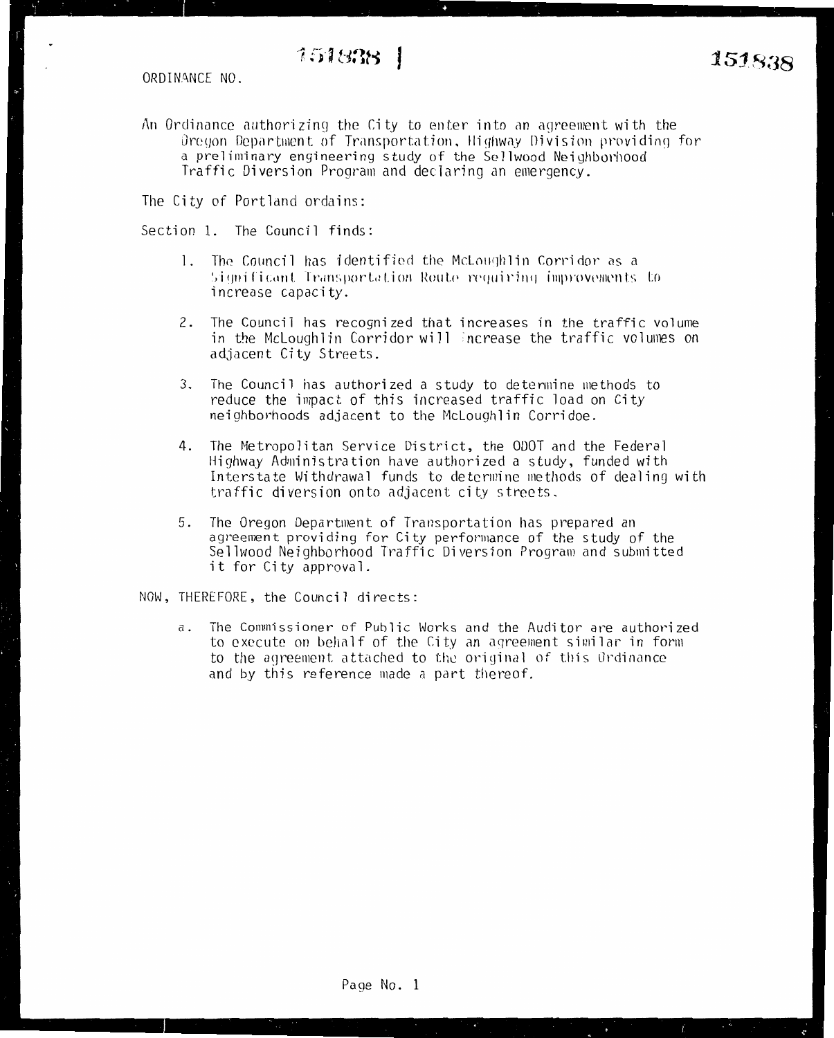ORDINANCE NO. 151838

151838

An Ordinance authorizing the City to enter into an agreement with the Oregon Department of Transportation, Highway Division providing for a preliminary engineering study of the Sellwood Neighborhood Traffic Diversion Program and declaring an emergency.

The City of Portland ordains:

Section 1. The Council finds:

1. The Council has identified the McLoughlin Corridor as a Significant Transportation Route requiring improvements to increase capacity.
2. The Council has recognized that increases in the traffic volume in the McLoughlin Corridor will increase the traffic volumes on adjacent City Streets.
3. The Council has authorized a study to determine methods to reduce the impact of this increased traffic load on City neighborhoods adjacent to the McLoughlin Corridoe.
4. The Metropolitan Service District, the ODOT and the Federal Highway Administration have authorized a study, funded with Interstate Withdrawal funds to determine methods of dealing with traffic diversion onto adjacent city streets.
5. The Oregon Department of Transportation has prepared an agreement providing for City performance of the study of the Sellwood Neighborhood Traffic Diversion Program and submitted it for City approval.

NOW, THEREFORE, the Council directs:

a. The Commissioner of Public Works and the Auditor are authorized to execute on behalf of the City an agreement similar in form to the agreement attached to the original of this Ordinance and by this reference made a part thereof.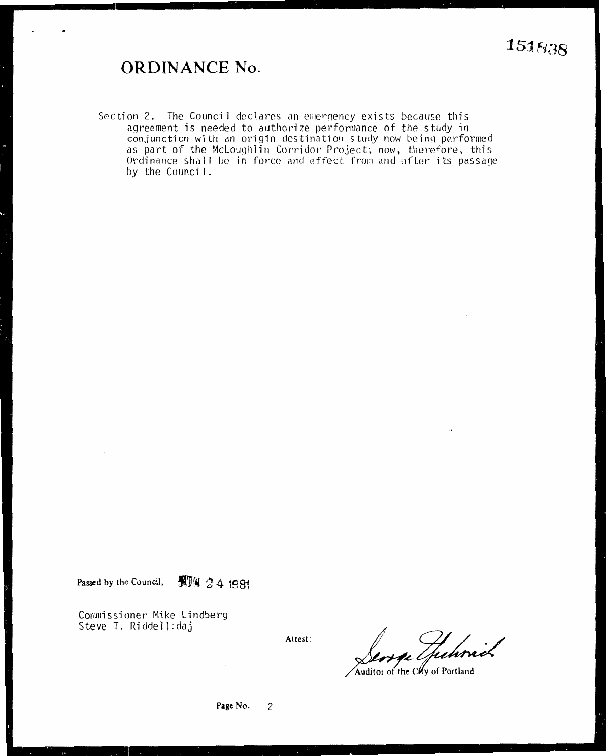151838

# ORDINANCE No.

Section 2. The Council declares an emergency exists because this agreement is needed to authorize performance of the study in conjunction with an origin destination study now being performed as part of the McLoughlin Corridor Project; now, therefore, this Ordinance shall be in force and effect from and after its passage by the Council.

Passed by the Council, JUN 24 1981

Commissioner Mike Lindberg
Steve T. Riddell:daj

Attest:

Auditor of the City of Portland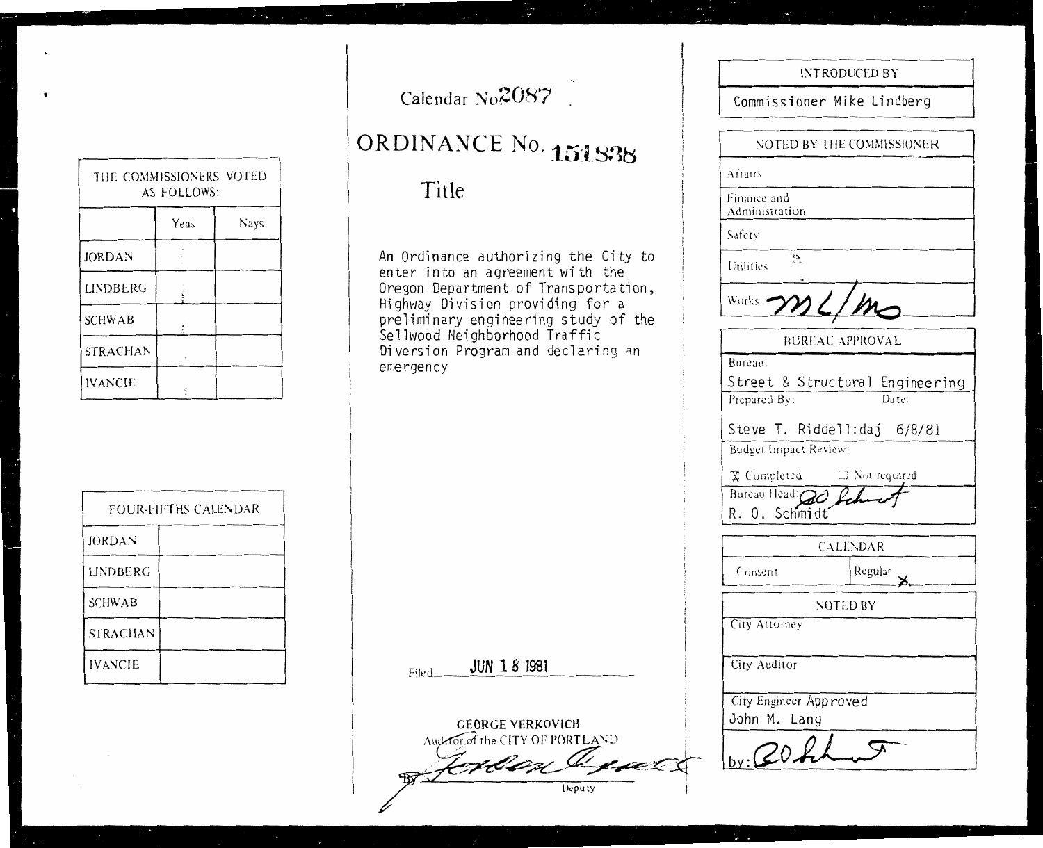| THE COMMISSIONERS VOTED AS FOLLOWS: | | |
|---|---|---|
| | Yeas | Nays |
| JORDAN | | |
| LINDBERG | | |
| SCHWAB | | |
| STRACHAN | | |
| IVANCIE | | |

| FOUR-FIFTHS CALENDAR | |
|---|---|
| JORDAN | |
| LINDBERG | |
| SCHWAB | |
| STRACHAN | |
| IVANCIE | |

Calendar No. 2087

# ORDINANCE No. 151838

## Title

An Ordinance authorizing the City to enter into an agreement with the Oregon Department of Transportation, Highway Division providing for a preliminary engineering study of the Sellwood Neighborhood Traffic Diversion Program and declaring an emergency

Filed JUN 18 1981

GEORGE YERKOVICH
Auditor of the CITY OF PORTLAND

By Deputy

| INTRODUCED BY |
|---|
| Commissioner Mike Lindberg |

| NOTED BY THE COMMISSIONER | |
|---|---|
| Affairs | |
| Finance and Administration | |
| Safety | |
| Utilities | |
| Works | ML/mo |

| BUREAU APPROVAL | |
|---|---|
| Bureau: | |
| Street & Structural Engineering | |
| Prepared By: | Date: |
| Steve T. Riddell:daj | 6/8/81 |
| Budget Impact Review: | |
| X Completed | ☐ Not required |
| Bureau Head: R. O. Schmidt | |

| CALENDAR | |
|---|---|
| Consent | Regular X |

| NOTED BY |
|---|
| City Attorney |
| City Auditor |
| City Engineer Approved John M. Lang |
| by: |